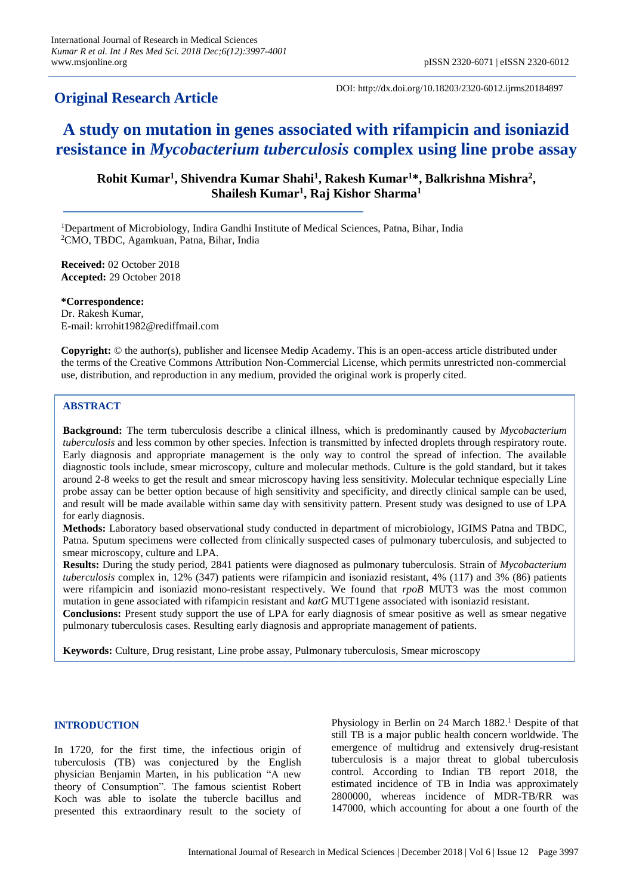**Original Research Article**

DOI: http://dx.doi.org/10.18203/2320-6012.ijrms20184897

# A study on mutation in genes associated with rifampicin and isoniazid resistance in *Mycobacterium tuberculosis* complex using line probe assay

**Rohit Kumar[1], Shivendra Kumar Shahi[1], Rakesh Kumar[1]\*, Balkrishna Mishra[2], Shailesh Kumar[1], Raj Kishor Sharma[1]**

[1]Department of Microbiology, Indira Gandhi Institute of Medical Sciences, Patna, Bihar, India
[2]CMO, TBDC, Agamkuan, Patna, Bihar, India

**Received:** 02 October 2018
**Accepted:** 29 October 2018

**\*Correspondence:**
Dr. Rakesh Kumar,
E-mail: krrohit1982@rediffmail.com

**Copyright:** © the author(s), publisher and licensee Medip Academy. This is an open-access article distributed under the terms of the Creative Commons Attribution Non-Commercial License, which permits unrestricted non-commercial use, distribution, and reproduction in any medium, provided the original work is properly cited.

## ABSTRACT

**Background:** The term tuberculosis describe a clinical illness, which is predominantly caused by *Mycobacterium tuberculosis* and less common by other species. Infection is transmitted by infected droplets through respiratory route. Early diagnosis and appropriate management is the only way to control the spread of infection. The available diagnostic tools include, smear microscopy, culture and molecular methods. Culture is the gold standard, but it takes around 2-8 weeks to get the result and smear microscopy having less sensitivity. Molecular technique especially Line probe assay can be better option because of high sensitivity and specificity, and directly clinical sample can be used, and result will be made available within same day with sensitivity pattern. Present study was designed to use of LPA for early diagnosis.

**Methods:** Laboratory based observational study conducted in department of microbiology, IGIMS Patna and TBDC, Patna. Sputum specimens were collected from clinically suspected cases of pulmonary tuberculosis, and subjected to smear microscopy, culture and LPA.

**Results:** During the study period, 2841 patients were diagnosed as pulmonary tuberculosis. Strain of *Mycobacterium tuberculosis* complex in, 12% (347) patients were rifampicin and isoniazid resistant, 4% (117) and 3% (86) patients were rifampicin and isoniazid mono-resistant respectively. We found that *rpoB* MUT3 was the most common mutation in gene associated with rifampicin resistant and *katG* MUT1gene associated with isoniazid resistant.

**Conclusions:** Present study support the use of LPA for early diagnosis of smear positive as well as smear negative pulmonary tuberculosis cases. Resulting early diagnosis and appropriate management of patients.

**Keywords:** Culture, Drug resistant, Line probe assay, Pulmonary tuberculosis, Smear microscopy

## INTRODUCTION

In 1720, for the first time, the infectious origin of tuberculosis (TB) was conjectured by the English physician Benjamin Marten, in his publication "A new theory of Consumption". The famous scientist Robert Koch was able to isolate the tubercle bacillus and presented this extraordinary result to the society of Physiology in Berlin on 24 March 1882.[1] Despite of that still TB is a major public health concern worldwide. The emergence of multidrug and extensively drug-resistant tuberculosis is a major threat to global tuberculosis control. According to Indian TB report 2018, the estimated incidence of TB in India was approximately 2800000, whereas incidence of MDR-TB/RR was 147000, which accounting for about a one fourth of the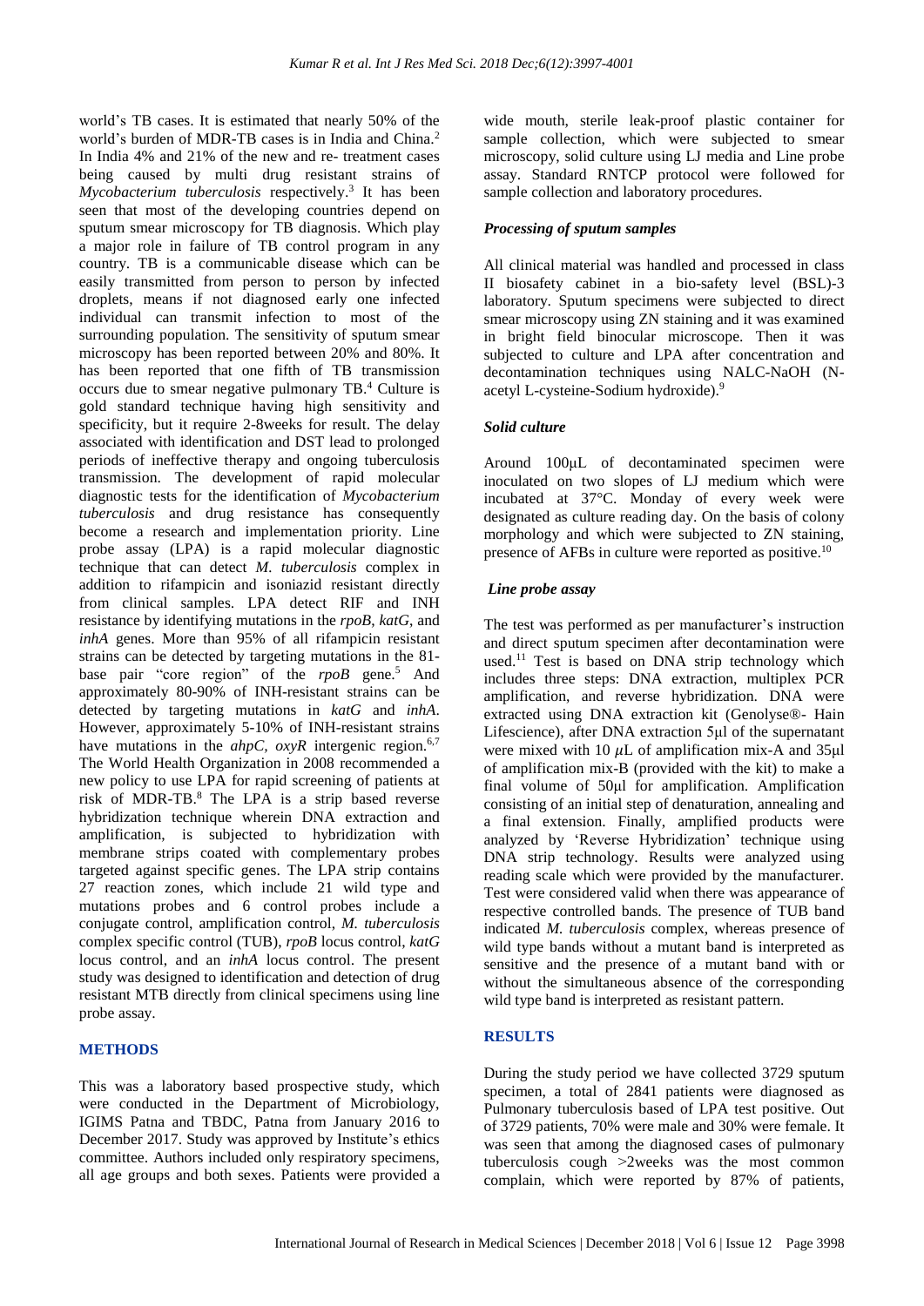world's TB cases. It is estimated that nearly 50% of the world's burden of MDR-TB cases is in India and China.[2] In India 4% and 21% of the new and re- treatment cases being caused by multi drug resistant strains of *Mycobacterium tuberculosis* respectively.[3] It has been seen that most of the developing countries depend on sputum smear microscopy for TB diagnosis. Which play a major role in failure of TB control program in any country. TB is a communicable disease which can be easily transmitted from person to person by infected droplets, means if not diagnosed early one infected individual can transmit infection to most of the surrounding population. The sensitivity of sputum smear microscopy has been reported between 20% and 80%. It has been reported that one fifth of TB transmission occurs due to smear negative pulmonary TB.[4] Culture is gold standard technique having high sensitivity and specificity, but it require 2-8weeks for result. The delay associated with identification and DST lead to prolonged periods of ineffective therapy and ongoing tuberculosis transmission. The development of rapid molecular diagnostic tests for the identification of *Mycobacterium tuberculosis* and drug resistance has consequently become a research and implementation priority. Line probe assay (LPA) is a rapid molecular diagnostic technique that can detect *M. tuberculosis* complex in addition to rifampicin and isoniazid resistant directly from clinical samples. LPA detect RIF and INH resistance by identifying mutations in the *rpoB*, *katG*, and *inhA* genes. More than 95% of all rifampicin resistant strains can be detected by targeting mutations in the 81-base pair "core region" of the *rpoB* gene.[5] And approximately 80-90% of INH-resistant strains can be detected by targeting mutations in *katG* and *inhA*. However, approximately 5-10% of INH-resistant strains have mutations in the *ahpC, oxyR* intergenic region.[6,7] The World Health Organization in 2008 recommended a new policy to use LPA for rapid screening of patients at risk of MDR-TB.[8] The LPA is a strip based reverse hybridization technique wherein DNA extraction and amplification, is subjected to hybridization with membrane strips coated with complementary probes targeted against specific genes. The LPA strip contains 27 reaction zones, which include 21 wild type and mutations probes and 6 control probes include a conjugate control, amplification control, *M. tuberculosis* complex specific control (TUB), *rpoB* locus control, *katG* locus control, and an *inhA* locus control. The present study was designed to identification and detection of drug resistant MTB directly from clinical specimens using line probe assay.

## METHODS

This was a laboratory based prospective study, which were conducted in the Department of Microbiology, IGIMS Patna and TBDC, Patna from January 2016 to December 2017. Study was approved by Institute's ethics committee. Authors included only respiratory specimens, all age groups and both sexes. Patients were provided a wide mouth, sterile leak-proof plastic container for sample collection, which were subjected to smear microscopy, solid culture using LJ media and Line probe assay. Standard RNTCP protocol were followed for sample collection and laboratory procedures.

### Processing of sputum samples

All clinical material was handled and processed in class II biosafety cabinet in a bio-safety level (BSL)-3 laboratory. Sputum specimens were subjected to direct smear microscopy using ZN staining and it was examined in bright field binocular microscope. Then it was subjected to culture and LPA after concentration and decontamination techniques using NALC-NaOH (N-acetyl L-cysteine-Sodium hydroxide).[9]

### Solid culture

Around 100μL of decontaminated specimen were inoculated on two slopes of LJ medium which were incubated at 37°C. Monday of every week were designated as culture reading day. On the basis of colony morphology and which were subjected to ZN staining, presence of AFBs in culture were reported as positive.[10]

### Line probe assay

The test was performed as per manufacturer's instruction and direct sputum specimen after decontamination were used.[11] Test is based on DNA strip technology which includes three steps: DNA extraction, multiplex PCR amplification, and reverse hybridization. DNA were extracted using DNA extraction kit (Genolyse®- Hain Lifescience), after DNA extraction 5μl of the supernatant were mixed with 10 μL of amplification mix-A and 35μl of amplification mix-B (provided with the kit) to make a final volume of 50μl for amplification. Amplification consisting of an initial step of denaturation, annealing and a final extension. Finally, amplified products were analyzed by 'Reverse Hybridization' technique using DNA strip technology. Results were analyzed using reading scale which were provided by the manufacturer. Test were considered valid when there was appearance of respective controlled bands. The presence of TUB band indicated *M. tuberculosis* complex, whereas presence of wild type bands without a mutant band is interpreted as sensitive and the presence of a mutant band with or without the simultaneous absence of the corresponding wild type band is interpreted as resistant pattern.

## RESULTS

During the study period we have collected 3729 sputum specimen, a total of 2841 patients were diagnosed as Pulmonary tuberculosis based of LPA test positive. Out of 3729 patients, 70% were male and 30% were female. It was seen that among the diagnosed cases of pulmonary tuberculosis cough >2weeks was the most common complain, which were reported by 87% of patients,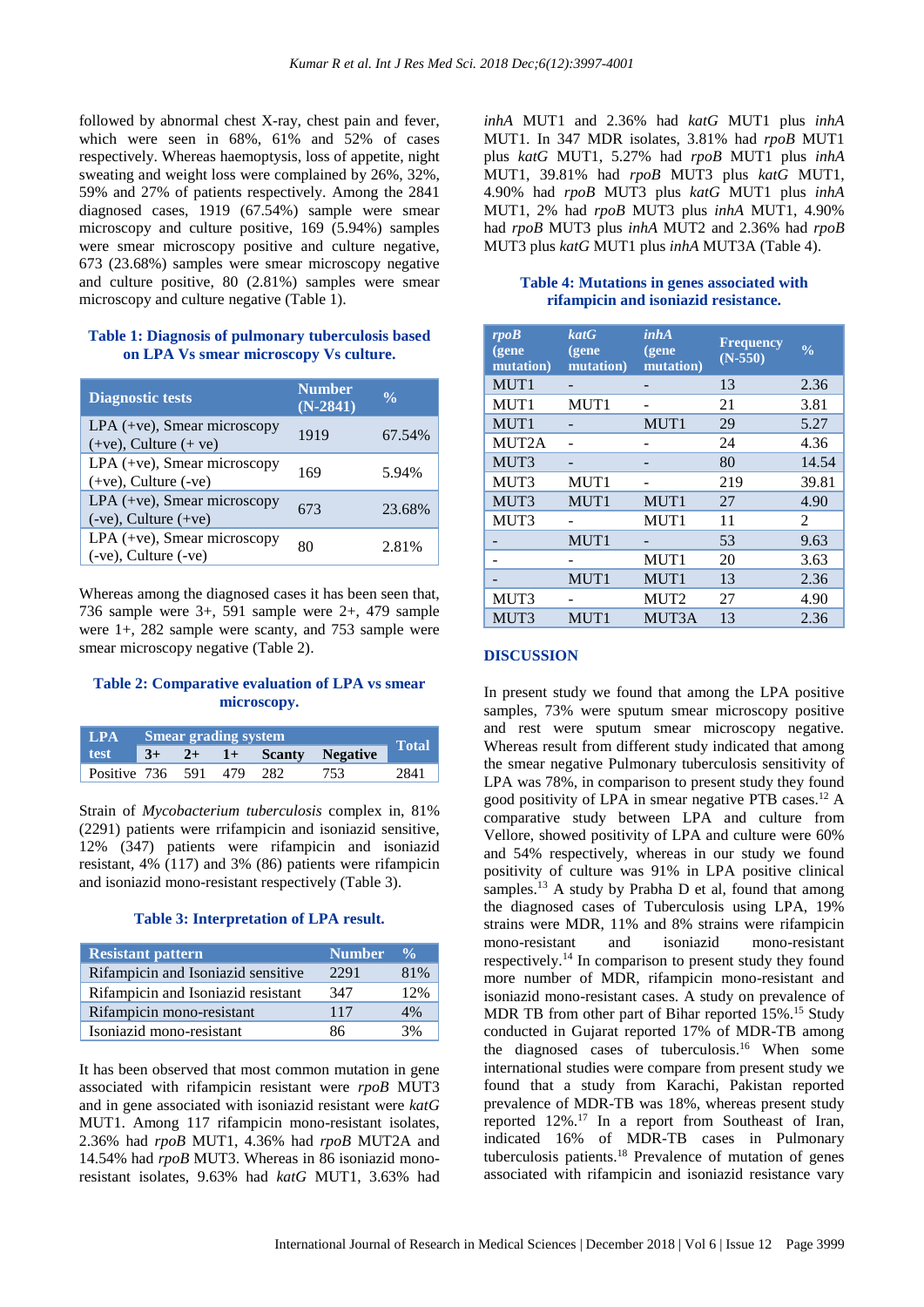followed by abnormal chest X-ray, chest pain and fever, which were seen in 68%, 61% and 52% of cases respectively. Whereas haemoptysis, loss of appetite, night sweating and weight loss were complained by 26%, 32%, 59% and 27% of patients respectively. Among the 2841 diagnosed cases, 1919 (67.54%) sample were smear microscopy and culture positive, 169 (5.94%) samples were smear microscopy positive and culture negative, 673 (23.68%) samples were smear microscopy negative and culture positive, 80 (2.81%) samples were smear microscopy and culture negative (Table 1).

**Table 1: Diagnosis of pulmonary tuberculosis based on LPA Vs smear microscopy Vs culture.**

| Diagnostic tests | Number (N-2841) | % |
|---|---|---|
| LPA (+ve), Smear microscopy (+ve), Culture (+ ve) | 1919 | 67.54% |
| LPA (+ve), Smear microscopy (+ve), Culture (-ve) | 169 | 5.94% |
| LPA (+ve), Smear microscopy (-ve), Culture (+ve) | 673 | 23.68% |
| LPA (+ve), Smear microscopy (-ve), Culture (-ve) | 80 | 2.81% |

Whereas among the diagnosed cases it has been seen that, 736 sample were 3+, 591 sample were 2+, 479 sample were 1+, 282 sample were scanty, and 753 sample were smear microscopy negative (Table 2).

**Table 2: Comparative evaluation of LPA vs smear microscopy.**

| LPA test | Smear grading system | | | | | Total |
|---|---|---|---|---|---|---|
| | 3+ | 2+ | 1+ | Scanty | Negative | |
| Positive | 736 | 591 | 479 | 282 | 753 | 2841 |

Strain of *Mycobacterium tuberculosis* complex in, 81% (2291) patients were rrifampicin and isoniazid sensitive, 12% (347) patients were rifampicin and isoniazid resistant, 4% (117) and 3% (86) patients were rifampicin and isoniazid mono-resistant respectively (Table 3).

**Table 3: Interpretation of LPA result.**

| Resistant pattern | Number | % |
|---|---|---|
| Rifampicin and Isoniazid sensitive | 2291 | 81% |
| Rifampicin and Isoniazid resistant | 347 | 12% |
| Rifampicin mono-resistant | 117 | 4% |
| Isoniazid mono-resistant | 86 | 3% |

It has been observed that most common mutation in gene associated with rifampicin resistant were *rpoB* MUT3 and in gene associated with isoniazid resistant were *katG* MUT1. Among 117 rifampicin mono-resistant isolates, 2.36% had *rpoB* MUT1, 4.36% had *rpoB* MUT2A and 14.54% had *rpoB* MUT3. Whereas in 86 isoniazid mono-resistant isolates, 9.63% had *katG* MUT1, 3.63% had *inhA* MUT1 and 2.36% had *katG* MUT1 plus *inhA* MUT1. In 347 MDR isolates, 3.81% had *rpoB* MUT1 plus *katG* MUT1, 5.27% had *rpoB* MUT1 plus *inhA* MUT1, 39.81% had *rpoB* MUT3 plus *katG* MUT1, 4.90% had *rpoB* MUT3 plus *katG* MUT1 plus *inhA* MUT1, 2% had *rpoB* MUT3 plus *inhA* MUT1, 4.90% had *rpoB* MUT3 plus *inhA* MUT2 and 2.36% had *rpoB* MUT3 plus *katG* MUT1 plus *inhA* MUT3A (Table 4).

**Table 4: Mutations in genes associated with rifampicin and isoniazid resistance.**

| *rpoB* (gene mutation) | *katG* (gene mutation) | *inhA* (gene mutation) | Frequency (N-550) | % |
|---|---|---|---|---|
| MUT1 | - | - | 13 | 2.36 |
| MUT1 | MUT1 | - | 21 | 3.81 |
| MUT1 | - | MUT1 | 29 | 5.27 |
| MUT2A | - | - | 24 | 4.36 |
| MUT3 | - | - | 80 | 14.54 |
| MUT3 | MUT1 | - | 219 | 39.81 |
| MUT3 | MUT1 | MUT1 | 27 | 4.90 |
| MUT3 | - | MUT1 | 11 | 2 |
| - | MUT1 | - | 53 | 9.63 |
| - | - | MUT1 | 20 | 3.63 |
| - | MUT1 | MUT1 | 13 | 2.36 |
| MUT3 | - | MUT2 | 27 | 4.90 |
| MUT3 | MUT1 | MUT3A | 13 | 2.36 |

## DISCUSSION

In present study we found that among the LPA positive samples, 73% were sputum smear microscopy positive and rest were sputum smear microscopy negative. Whereas result from different study indicated that among the smear negative Pulmonary tuberculosis sensitivity of LPA was 78%, in comparison to present study they found good positivity of LPA in smear negative PTB cases.[12] A comparative study between LPA and culture from Vellore, showed positivity of LPA and culture were 60% and 54% respectively, whereas in our study we found positivity of culture was 91% in LPA positive clinical samples.[13] A study by Prabha D et al, found that among the diagnosed cases of Tuberculosis using LPA, 19% strains were MDR, 11% and 8% strains were rifampicin mono-resistant and isoniazid mono-resistant respectively.[14] In comparison to present study they found more number of MDR, rifampicin mono-resistant and isoniazid mono-resistant cases. A study on prevalence of MDR TB from other part of Bihar reported 15%.[15] Study conducted in Gujarat reported 17% of MDR-TB among the diagnosed cases of tuberculosis.[16] When some international studies were compare from present study we found that a study from Karachi, Pakistan reported prevalence of MDR-TB was 18%, whereas present study reported 12%.[17] In a report from Southeast of Iran, indicated 16% of MDR-TB cases in Pulmonary tuberculosis patients.[18] Prevalence of mutation of genes associated with rifampicin and isoniazid resistance vary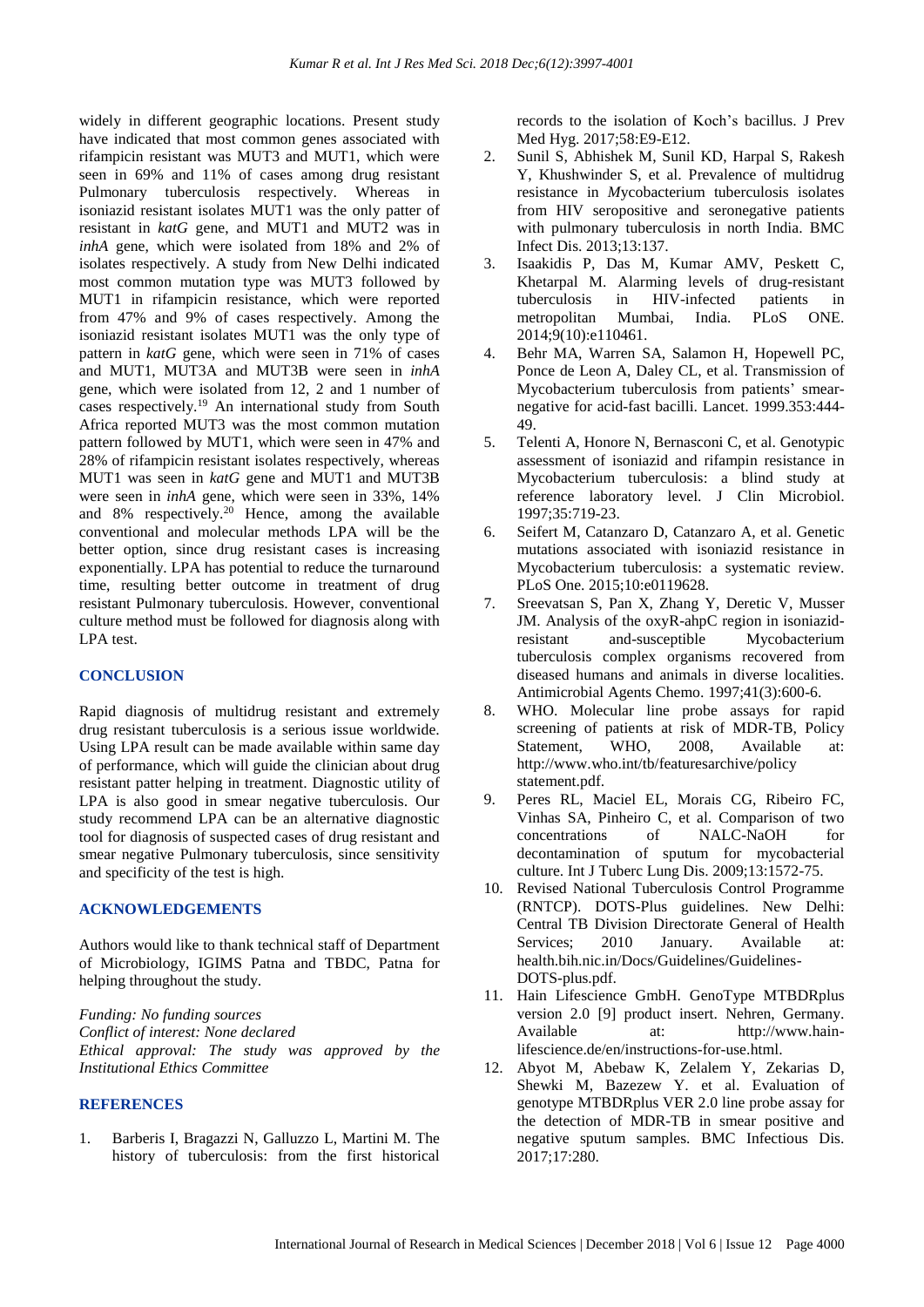widely in different geographic locations. Present study have indicated that most common genes associated with rifampicin resistant was MUT3 and MUT1, which were seen in 69% and 11% of cases among drug resistant Pulmonary tuberculosis respectively. Whereas in isoniazid resistant isolates MUT1 was the only patter of resistant in *katG* gene, and MUT1 and MUT2 was in *inhA* gene, which were isolated from 18% and 2% of isolates respectively. A study from New Delhi indicated most common mutation type was MUT3 followed by MUT1 in rifampicin resistance, which were reported from 47% and 9% of cases respectively. Among the isoniazid resistant isolates MUT1 was the only type of pattern in *katG* gene, which were seen in 71% of cases and MUT1, MUT3A and MUT3B were seen in *inhA* gene, which were isolated from 12, 2 and 1 number of cases respectively.[19] An international study from South Africa reported MUT3 was the most common mutation pattern followed by MUT1, which were seen in 47% and 28% of rifampicin resistant isolates respectively, whereas MUT1 was seen in *katG* gene and MUT1 and MUT3B were seen in *inhA* gene, which were seen in 33%, 14% and 8% respectively.[20] Hence, among the available conventional and molecular methods LPA will be the better option, since drug resistant cases is increasing exponentially. LPA has potential to reduce the turnaround time, resulting better outcome in treatment of drug resistant Pulmonary tuberculosis. However, conventional culture method must be followed for diagnosis along with LPA test.

## CONCLUSION

Rapid diagnosis of multidrug resistant and extremely drug resistant tuberculosis is a serious issue worldwide. Using LPA result can be made available within same day of performance, which will guide the clinician about drug resistant patter helping in treatment. Diagnostic utility of LPA is also good in smear negative tuberculosis. Our study recommend LPA can be an alternative diagnostic tool for diagnosis of suspected cases of drug resistant and smear negative Pulmonary tuberculosis, since sensitivity and specificity of the test is high.

## ACKNOWLEDGEMENTS

Authors would like to thank technical staff of Department of Microbiology, IGIMS Patna and TBDC, Patna for helping throughout the study.

*Funding: No funding sources*
*Conflict of interest: None declared*
*Ethical approval: The study was approved by the Institutional Ethics Committee*

## REFERENCES

1. Barberis I, Bragazzi N, Galluzzo L, Martini M. The history of tuberculosis: from the first historical records to the isolation of Koch's bacillus. J Prev Med Hyg. 2017;58:E9-E12.
2. Sunil S, Abhishek M, Sunil KD, Harpal S, Rakesh Y, Khushwinder S, et al. Prevalence of multidrug resistance in *M*ycobacterium tuberculosis isolates from HIV seropositive and seronegative patients with pulmonary tuberculosis in north India. BMC Infect Dis. 2013;13:137.
3. Isaakidis P, Das M, Kumar AMV, Peskett C, Khetarpal M. Alarming levels of drug-resistant tuberculosis in HIV-infected patients in metropolitan Mumbai, India. PLoS ONE. 2014;9(10):e110461.
4. Behr MA, Warren SA, Salamon H, Hopewell PC, Ponce de Leon A, Daley CL, et al. Transmission of Mycobacterium tuberculosis from patients' smear-negative for acid-fast bacilli. Lancet. 1999.353:444-49.
5. Telenti A, Honore N, Bernasconi C, et al. Genotypic assessment of isoniazid and rifampin resistance in Mycobacterium tuberculosis: a blind study at reference laboratory level. J Clin Microbiol. 1997;35:719-23.
6. Seifert M, Catanzaro D, Catanzaro A, et al. Genetic mutations associated with isoniazid resistance in Mycobacterium tuberculosis: a systematic review. PLoS One. 2015;10:e0119628.
7. Sreevatsan S, Pan X, Zhang Y, Deretic V, Musser JM. Analysis of the oxyR-ahpC region in isoniazid-resistant and-susceptible Mycobacterium tuberculosis complex organisms recovered from diseased humans and animals in diverse localities. Antimicrobial Agents Chemo. 1997;41(3):600-6.
8. WHO. Molecular line probe assays for rapid screening of patients at risk of MDR-TB, Policy Statement, WHO, 2008, Available at: http://www.who.int/tb/featuresarchive/policy statement.pdf.
9. Peres RL, Maciel EL, Morais CG, Ribeiro FC, Vinhas SA, Pinheiro C, et al. Comparison of two concentrations of NALC-NaOH for decontamination of sputum for mycobacterial culture. Int J Tuberc Lung Dis. 2009;13:1572-75.
10. Revised National Tuberculosis Control Programme (RNTCP). DOTS-Plus guidelines. New Delhi: Central TB Division Directorate General of Health Services; 2010 January. Available at: health.bih.nic.in/Docs/Guidelines/Guidelines-DOTS-plus.pdf.
11. Hain Lifescience GmbH. GenoType MTBDRplus version 2.0 [9] product insert. Nehren, Germany. Available at: http://www.hain-lifescience.de/en/instructions-for-use.html.
12. Abyot M, Abebaw K, Zelalem Y, Zekarias D, Shewki M, Bazezew Y. et al. Evaluation of genotype MTBDRplus VER 2.0 line probe assay for the detection of MDR-TB in smear positive and negative sputum samples. BMC Infectious Dis. 2017;17:280.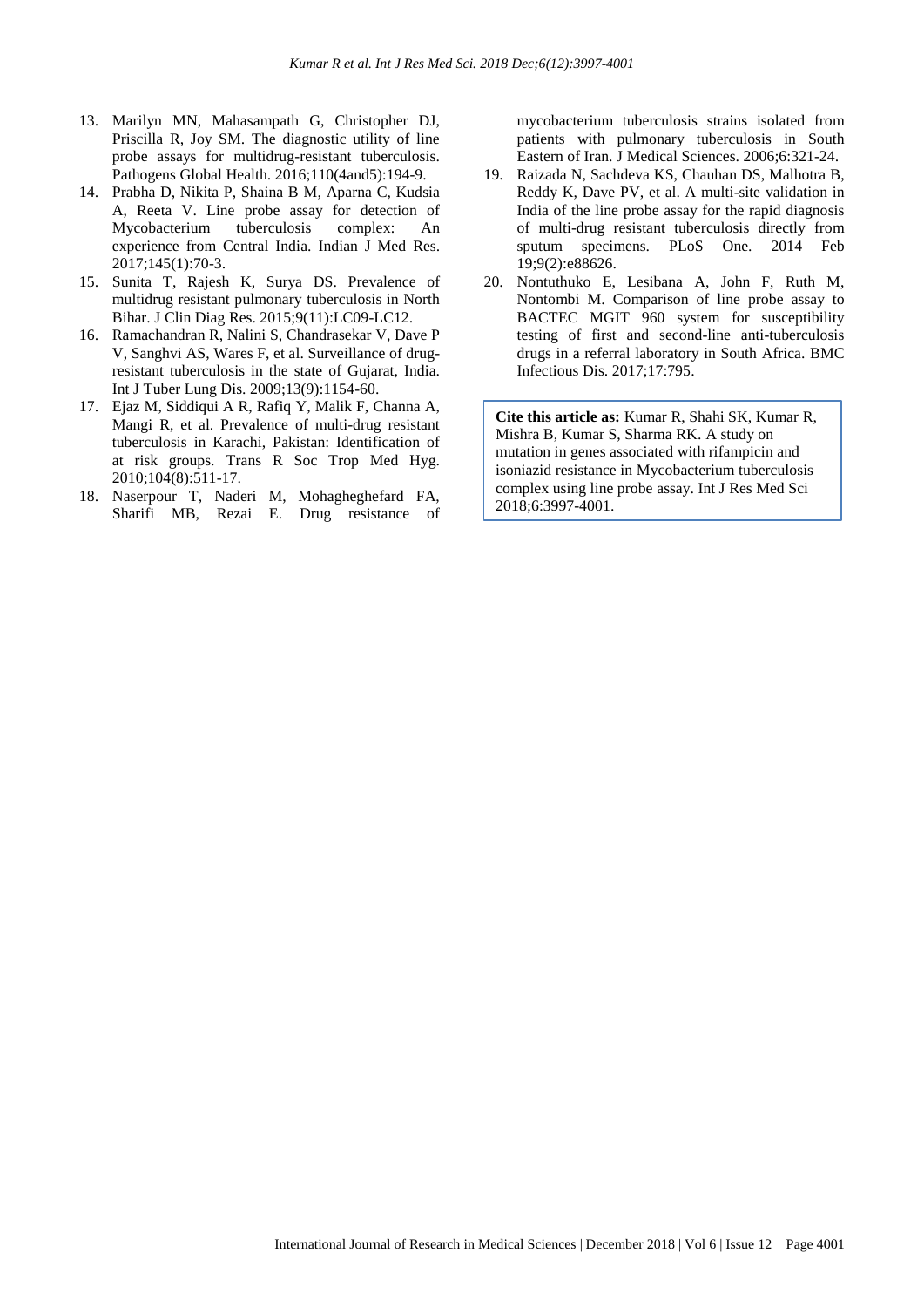13. Marilyn MN, Mahasampath G, Christopher DJ, Priscilla R, Joy SM. The diagnostic utility of line probe assays for multidrug-resistant tuberculosis. Pathogens Global Health. 2016;110(4and5):194-9.
14. Prabha D, Nikita P, Shaina B M, Aparna C, Kudsia A, Reeta V. Line probe assay for detection of Mycobacterium tuberculosis complex: An experience from Central India. Indian J Med Res. 2017;145(1):70-3.
15. Sunita T, Rajesh K, Surya DS. Prevalence of multidrug resistant pulmonary tuberculosis in North Bihar. J Clin Diag Res. 2015;9(11):LC09-LC12.
16. Ramachandran R, Nalini S, Chandrasekar V, Dave P V, Sanghvi AS, Wares F, et al. Surveillance of drug-resistant tuberculosis in the state of Gujarat, India. Int J Tuber Lung Dis. 2009;13(9):1154-60.
17. Ejaz M, Siddiqui A R, Rafiq Y, Malik F, Channa A, Mangi R, et al. Prevalence of multi-drug resistant tuberculosis in Karachi, Pakistan: Identification of at risk groups. Trans R Soc Trop Med Hyg. 2010;104(8):511-17.
18. Naserpour T, Naderi M, Mohagheghefard FA, Sharifi MB, Rezai E. Drug resistance of mycobacterium tuberculosis strains isolated from patients with pulmonary tuberculosis in South Eastern of Iran. J Medical Sciences. 2006;6:321-24.
19. Raizada N, Sachdeva KS, Chauhan DS, Malhotra B, Reddy K, Dave PV, et al. A multi-site validation in India of the line probe assay for the rapid diagnosis of multi-drug resistant tuberculosis directly from sputum specimens. PLoS One. 2014 Feb 19;9(2):e88626.
20. Nontuthuko E, Lesibana A, John F, Ruth M, Nontombi M. Comparison of line probe assay to BACTEC MGIT 960 system for susceptibility testing of first and second-line anti-tuberculosis drugs in a referral laboratory in South Africa. BMC Infectious Dis. 2017;17:795.

**Cite this article as:** Kumar R, Shahi SK, Kumar R, Mishra B, Kumar S, Sharma RK. A study on mutation in genes associated with rifampicin and isoniazid resistance in Mycobacterium tuberculosis complex using line probe assay. Int J Res Med Sci 2018;6:3997-4001.